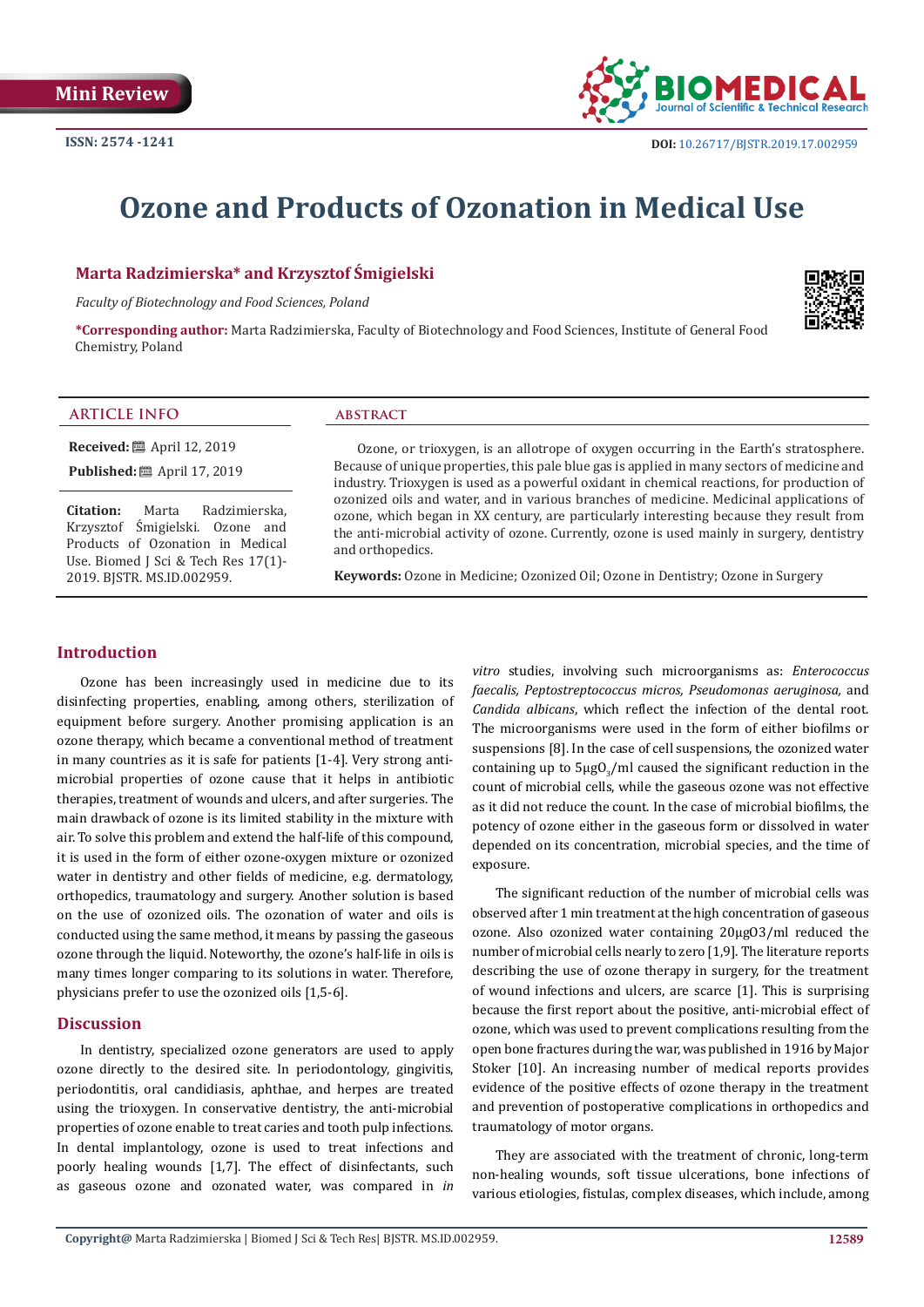Mini Review

ISSN: 2574 -1241

DOI: 10.26717/BJSTR.2019.17.002959

# Ozone and Products of Ozonation in Medical Use

**Marta Radzimierska* and Krzysztof Śmigielski**

*Faculty of Biotechnology and Food Sciences, Poland*

***Corresponding author:** Marta Radzimierska, Faculty of Biotechnology and Food Sciences, Institute of General Food Chemistry, Poland

## ARTICLE INFO

**Received:** April 12, 2019

**Published:** April 17, 2019

**Citation:** Marta Radzimierska, Krzysztof Śmigielski. Ozone and Products of Ozonation in Medical Use. Biomed J Sci & Tech Res 17(1)-2019. BJSTR. MS.ID.002959.

## ABSTRACT

Ozone, or trioxygen, is an allotrope of oxygen occurring in the Earth's stratosphere. Because of unique properties, this pale blue gas is applied in many sectors of medicine and industry. Trioxygen is used as a powerful oxidant in chemical reactions, for production of ozonized oils and water, and in various branches of medicine. Medicinal applications of ozone, which began in XX century, are particularly interesting because they result from the anti-microbial activity of ozone. Currently, ozone is used mainly in surgery, dentistry and orthopedics.

**Keywords:** Ozone in Medicine; Ozonized Oil; Ozone in Dentistry; Ozone in Surgery

## Introduction

Ozone has been increasingly used in medicine due to its disinfecting properties, enabling, among others, sterilization of equipment before surgery. Another promising application is an ozone therapy, which became a conventional method of treatment in many countries as it is safe for patients [1-4]. Very strong anti-microbial properties of ozone cause that it helps in antibiotic therapies, treatment of wounds and ulcers, and after surgeries. The main drawback of ozone is its limited stability in the mixture with air. To solve this problem and extend the half-life of this compound, it is used in the form of either ozone-oxygen mixture or ozonized water in dentistry and other fields of medicine, e.g. dermatology, orthopedics, traumatology and surgery. Another solution is based on the use of ozonized oils. The ozonation of water and oils is conducted using the same method, it means by passing the gaseous ozone through the liquid. Noteworthy, the ozone's half-life in oils is many times longer comparing to its solutions in water. Therefore, physicians prefer to use the ozonized oils [1,5-6].

## Discussion

In dentistry, specialized ozone generators are used to apply ozone directly to the desired site. In periodontology, gingivitis, periodontitis, oral candidiasis, aphthae, and herpes are treated using the trioxygen. In conservative dentistry, the anti-microbial properties of ozone enable to treat caries and tooth pulp infections. In dental implantology, ozone is used to treat infections and poorly healing wounds [1,7]. The effect of disinfectants, such as gaseous ozone and ozonated water, was compared in *in vitro* studies, involving such microorganisms as: *Enterococcus faecalis, Peptostreptococcus micros, Pseudomonas aeruginosa,* and *Candida albicans*, which reflect the infection of the dental root. The microorganisms were used in the form of either biofilms or suspensions [8]. In the case of cell suspensions, the ozonized water containing up to $5\mu gO_3$/ml caused the significant reduction in the count of microbial cells, while the gaseous ozone was not effective as it did not reduce the count. In the case of microbial biofilms, the potency of ozone either in the gaseous form or dissolved in water depended on its concentration, microbial species, and the time of exposure.

The significant reduction of the number of microbial cells was observed after 1 min treatment at the high concentration of gaseous ozone. Also ozonized water containing 20μgO3/ml reduced the number of microbial cells nearly to zero [1,9]. The literature reports describing the use of ozone therapy in surgery, for the treatment of wound infections and ulcers, are scarce [1]. This is surprising because the first report about the positive, anti-microbial effect of ozone, which was used to prevent complications resulting from the open bone fractures during the war, was published in 1916 by Major Stoker [10]. An increasing number of medical reports provides evidence of the positive effects of ozone therapy in the treatment and prevention of postoperative complications in orthopedics and traumatology of motor organs.

They are associated with the treatment of chronic, long-term non-healing wounds, soft tissue ulcerations, bone infections of various etiologies, fistulas, complex diseases, which include, among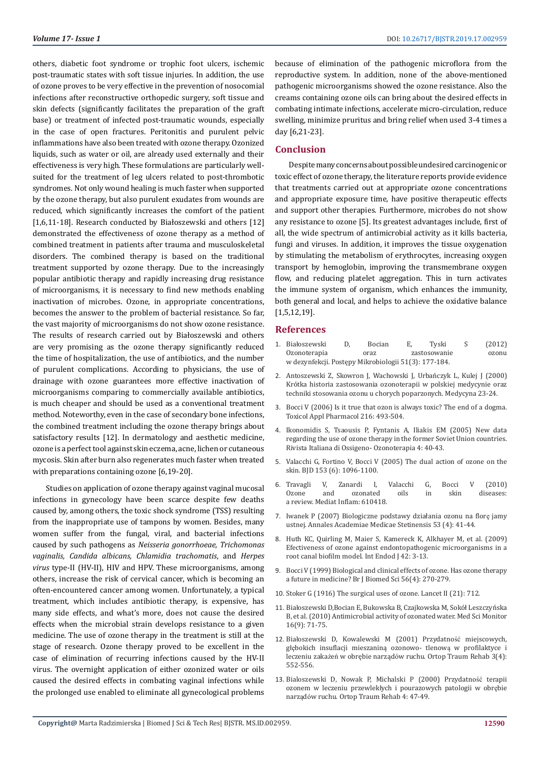others, diabetic foot syndrome or trophic foot ulcers, ischemic post-traumatic states with soft tissue injuries. In addition, the use of ozone proves to be very effective in the prevention of nosocomial infections after reconstructive orthopedic surgery, soft tissue and skin defects (significantly facilitates the preparation of the graft base) or treatment of infected post-traumatic wounds, especially in the case of open fractures. Peritonitis and purulent pelvic inflammations have also been treated with ozone therapy. Ozonized liquids, such as water or oil, are already used externally and their effectiveness is very high. These formulations are particularly well-suited for the treatment of leg ulcers related to post-thrombotic syndromes. Not only wound healing is much faster when supported by the ozone therapy, but also purulent exudates from wounds are reduced, which significantly increases the comfort of the patient [1,6,11-18]. Research conducted by Białoszewski and others [12] demonstrated the effectiveness of ozone therapy as a method of combined treatment in patients after trauma and musculoskeletal disorders. The combined therapy is based on the traditional treatment supported by ozone therapy. Due to the increasingly popular antibiotic therapy and rapidly increasing drug resistance of microorganisms, it is necessary to find new methods enabling inactivation of microbes. Ozone, in appropriate concentrations, becomes the answer to the problem of bacterial resistance. So far, the vast majority of microorganisms do not show ozone resistance. The results of research carried out by Białoszewski and others are very promising as the ozone therapy significantly reduced the time of hospitalization, the use of antibiotics, and the number of purulent complications. According to physicians, the use of drainage with ozone guarantees more effective inactivation of microorganisms comparing to commercially available antibiotics, is much cheaper and should be used as a conventional treatment method. Noteworthy, even in the case of secondary bone infections, the combined treatment including the ozone therapy brings about satisfactory results [12]. In dermatology and aesthetic medicine, ozone is a perfect tool against skin eczema, acne, lichen or cutaneous mycosis. Skin after burn also regenerates much faster when treated with preparations containing ozone [6,19-20].

Studies on application of ozone therapy against vaginal mucosal infections in gynecology have been scarce despite few deaths caused by, among others, the toxic shock syndrome (TSS) resulting from the inappropriate use of tampons by women. Besides, many women suffer from the fungal, viral, and bacterial infections caused by such pathogens as *Neisseria gonorrhoeae, Trichomonas vaginalis, Candida albicans, Chlamidia trachomatis*, and *Herpes virus* type-II (HV-II), HIV and HPV. These microorganisms, among others, increase the risk of cervical cancer, which is becoming an often-encountered cancer among women. Unfortunately, a typical treatment, which includes antibiotic therapy, is expensive, has many side effects, and what's more, does not cause the desired effects when the microbial strain develops resistance to a given medicine. The use of ozone therapy in the treatment is still at the stage of research. Ozone therapy proved to be excellent in the case of elimination of recurring infections caused by the HV-II virus. The overnight application of either ozonized water or oils caused the desired effects in combating vaginal infections while the prolonged use enabled to eliminate all gynecological problems because of elimination of the pathogenic microflora from the reproductive system. In addition, none of the above-mentioned pathogenic microorganisms showed the ozone resistance. Also the creams containing ozone oils can bring about the desired effects in combating intimate infections, accelerate micro-circulation, reduce swelling, minimize pruritus and bring relief when used 3-4 times a day [6,21-23].

## Conclusion

Despite many concerns about possible undesired carcinogenic or toxic effect of ozone therapy, the literature reports provide evidence that treatments carried out at appropriate ozone concentrations and appropriate exposure time, have positive therapeutic effects and support other therapies. Furthermore, microbes do not show any resistance to ozone [5]. Its greatest advantages include, first of all, the wide spectrum of antimicrobial activity as it kills bacteria, fungi and viruses. In addition, it improves the tissue oxygenation by stimulating the metabolism of erythrocytes, increasing oxygen transport by hemoglobin, improving the transmembrane oxygen flow, and reducing platelet aggregation. This in turn activates the immune system of organism, which enhances the immunity, both general and local, and helps to achieve the oxidative balance [1,5,12,19].

## References

1. Białoszewski D, Bocian E, Tyski S (2012) Ozonoterapia oraz zastosowanie ozonu w dezynfekcji. Postępy Mikrobiologii 51(3): 177-184.
2. Antoszewski Z, Skowron J, Wachowski J, Urbańczyk L, Kulej J (2000) Krótka historia zastosowania ozonoterapii w polskiej medycynie oraz techniki stosowania ozonu u chorych poparzonych. Medycyna 23-24.
3. Bocci V (2006) Is it true that ozon is always toxic? The end of a dogma. Toxicol Appl Pharmacol 216: 493-504.
4. Ikonomidis S, Tsaousis P, Fyntanis A, Iliakis EM (2005) New data regarding the use of ozone therapy in the former Soviet Union countries. Rivista Italiana di Ossigeno- Ozonoterapia 4: 40-43.
5. Valacchi G, Fortino V, Bocci V (2005) The dual action of ozone on the skin. BJD 153 (6): 1096-1100.
6. Travagli V, Zanardi I, Valacchi G, Bocci V (2010) Ozone and ozonated oils in skin diseases: a review. Mediat Inflam: 610418.
7. Iwanek P (2007) Biologiczne podstawy działania ozonu na florę jamy ustnej. Annales Academiae Medicae Stetinensis 53 (4): 41-44.
8. Huth KC, Quirling M, Maier S, Kamereck K, Alkhayer M, et al. (2009) Effectiveness of ozone against endontopathogenic microorganisms in a root canal biofilm model. Int Endod J 42: 3-13.
9. Bocci V (1999) Biological and clinical effects of ozone. Has ozone therapy a future in medicine? Br J Biomed Sci 56(4): 270-279.
10. Stoker G (1916) The surgical uses of ozone. Lancet II (21): 712.
11. Białoszewski D,Bocian E, Bukowska B, Czajkowska M, Sokół Leszczyńska B, et al. (2010) Antimicrobial activity of ozonated water. Med Sci Monitor 16(9): 71-75.
12. Białoszewski D, Kowalewski M (2001) Przydatność miejscowych, głębokich insuflacji mieszaniną ozonowo- tlenową w profilaktyce i leczeniu zakażeń w obrębie narządów ruchu. Ortop Traum Rehab 3(4): 552-556.
13. Bialoszewski D, Nowak P, Michalski P (2000) Przydatność terapii ozonem w leczeniu przewlekłych i pourazowych patologii w obrębie narządów ruchu. Ortop Traum Rehab 4: 47-49.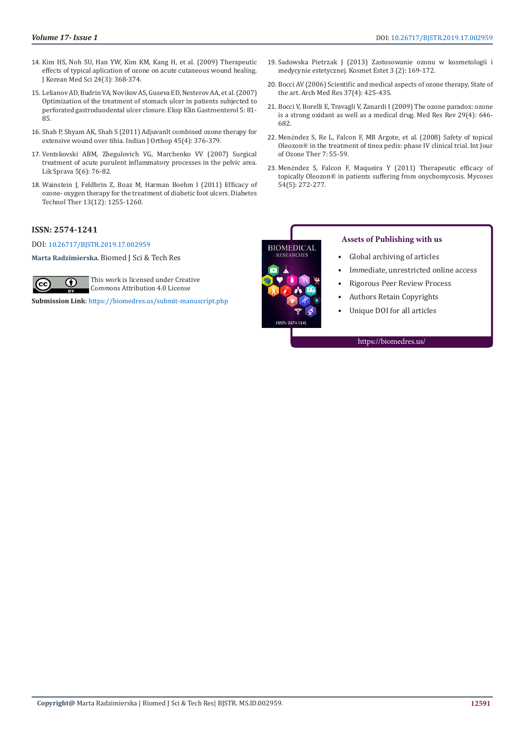14. Kim HS, Noh SU, Han YW, Kim KM, Kang H, et al. (2009) Therapeutic effects of typical aplication of ozone on acute cutaneous wound healing. J Korean Med Sci 24(3): 368-374.
15. Lelianov AD, Budrin VA, Novikov AS, Guseva ED, Nesterov AA, et al. (2007) Optimization of the treatment of stomach ulcer in patients subjected to perforated gastroduodental ulcer closure. Eksp Klin Gastroenterol 5: 81-85.
16. Shah P, Shyam AK, Shah S (2011) Adjuvanlt combined ozone therapy for extensive wound over tibia. Indian J Orthop 45(4): 376-379.
17. Ventskovski ABM, Zhegulovich VG, Marchenko VV (2007) Surgical treatment of acute purulent inflammatory processes in the pelvic area. Lik Sprava 5(6): 76-82.
18. Wainstein J, Feldbrin Z, Boaz M, Harman Boehm I (2011) Efficacy of ozone- oxygen therapy for the treatment of diabetic foot ulcers. Diabetes Technol Ther 13(12): 1255-1260.
19. Sadowska Pietrzak J (2013) Zastosowanie ozonu w kosmetologii i medycynie estetycznej. Kosmet Estet 3 (2): 169-172.
20. Bocci AV (2006) Scientific and medical aspects of ozone therapy, State of the art. Arch Med Res 37(4): 425-435.
21. Bocci V, Borelli E, Travagli V, Zanardi I (2009) The ozone paradox: ozone is a strong oxidant as well as a medical drug. Med Res Rev 29(4): 646-682.
22. Menèndez S, Re L, Falcon F, MB Argote, et al. (2008) Safety of topical Oleozon® in the treatment of tinea pedis: phase IV clinical trial. Int Jour of Ozone Ther 7: 55-59.
23. Menèndez S, Falcon F, Maqueira Y (2011) Therapeutic efficacy of topically Oleozon® in patients suffering from onychomycosis. Mycoses 54(5): 272-277.

**ISSN: 2574-1241**

DOI: 10.26717/BJSTR.2019.17.002959

**Marta Radzimierska.** Biomed J Sci & Tech Res

This work is licensed under Creative Commons Attribution 4.0 License

**Submission Link**: https://biomedres.us/submit-manuscript.php

**Assets of Publishing with us**

- Global archiving of articles
- Immediate, unrestricted online access
- Rigorous Peer Review Process
- Authors Retain Copyrights
- Unique DOI for all articles

https://biomedres.us/